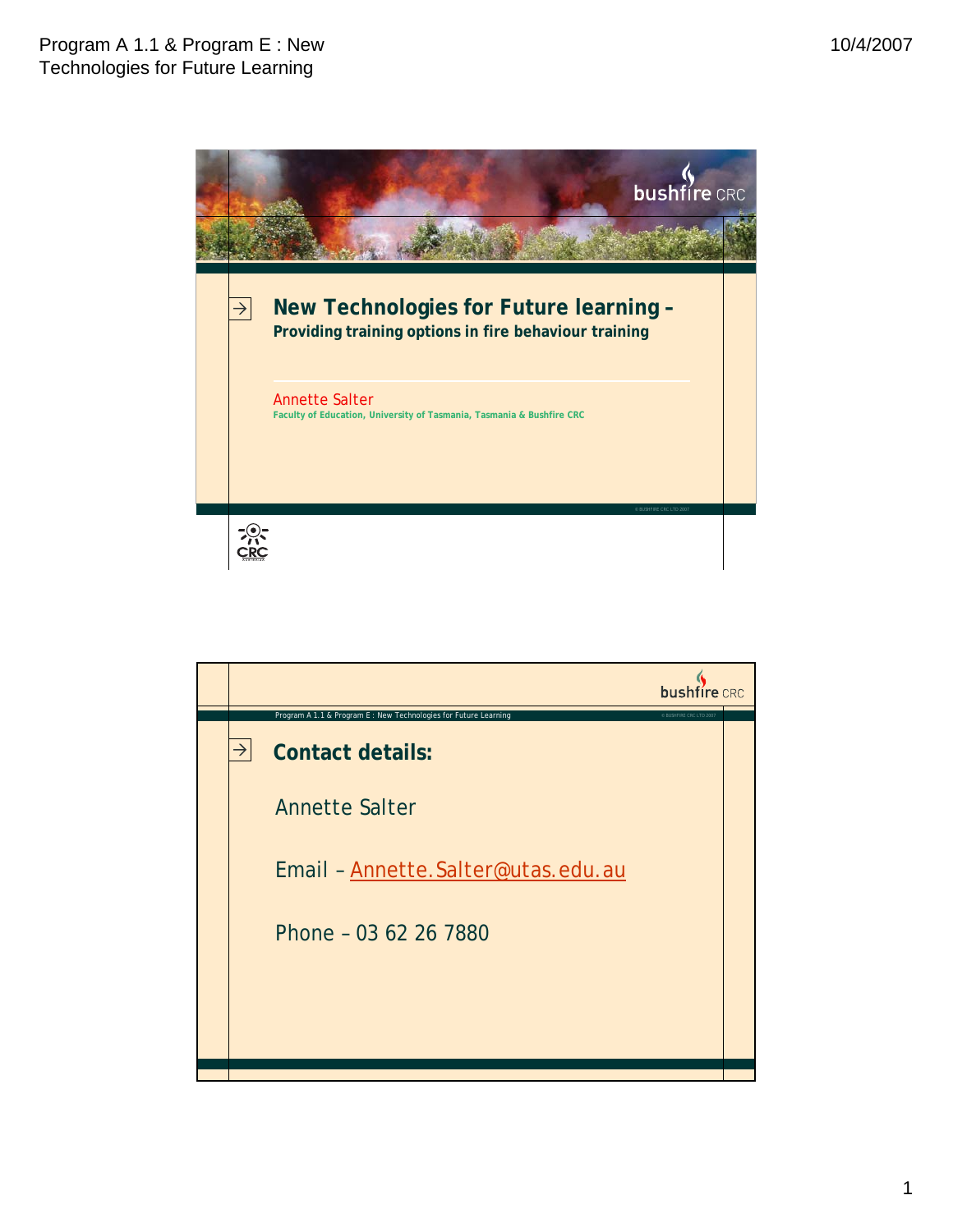# New Technologies for Future learning – Providing training options in fire behaviour training

Annette Salter

Faculty of Education, University of Tasmania, Tasmania & Bushfire CRC

© BUSHFIRE CRC LTD 2007

---

Program A 1.1 & Program E : New Technologies for Future Learning

© BUSHFIRE CRC LTD 2007

## Contact details:

Annette Salter

Email – Annette.Salter@utas.edu.au

Phone – 03 62 26 7880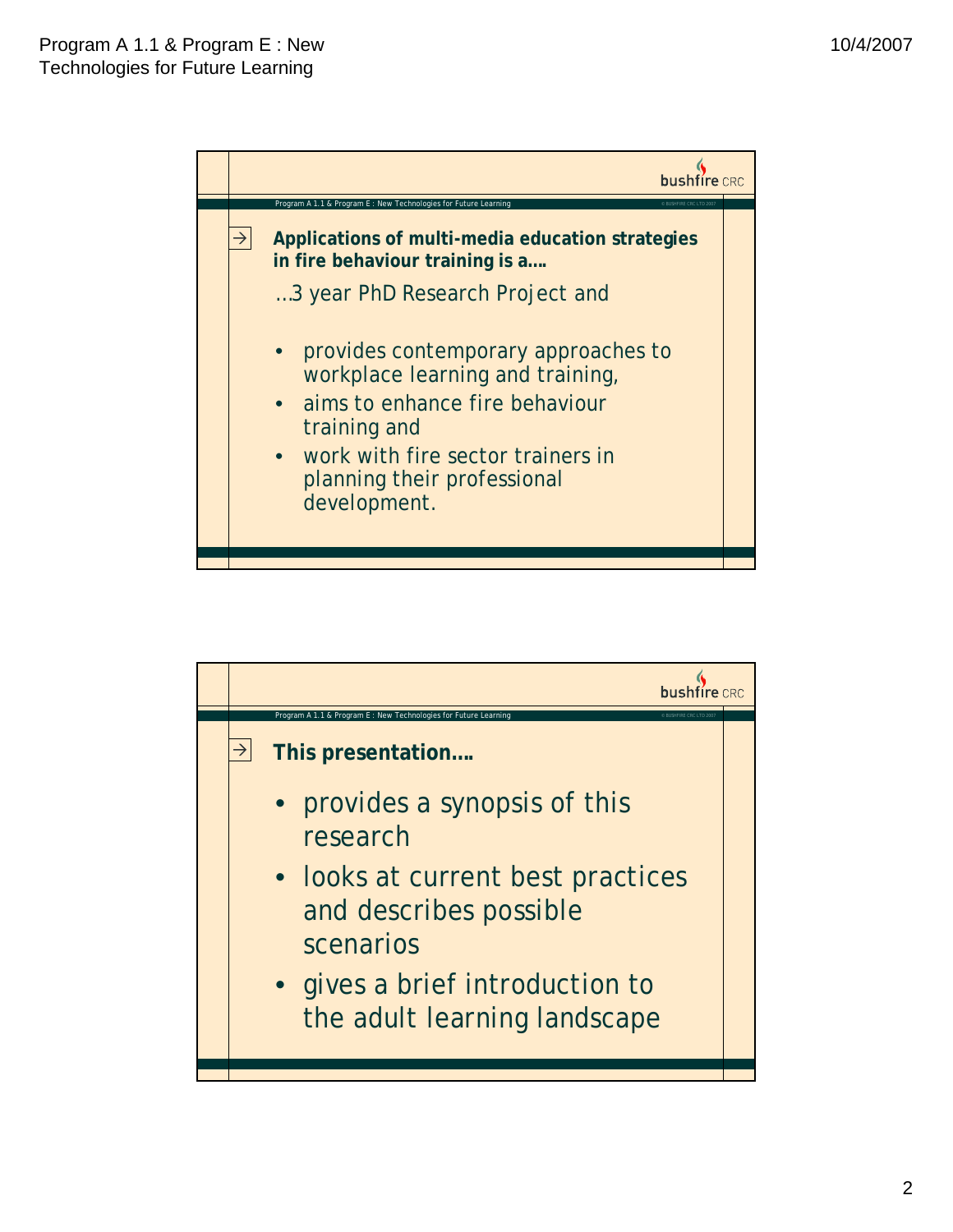**Applications of multi-media education strategies in fire behaviour training is a….**

…3 year PhD Research Project and

- provides contemporary approaches to workplace learning and training,
- aims to enhance fire behaviour training and
- work with fire sector trainers in planning their professional development.

**This presentation….**

- provides a synopsis of this research
- looks at current best practices and describes possible scenarios
- gives a brief introduction to the adult learning landscape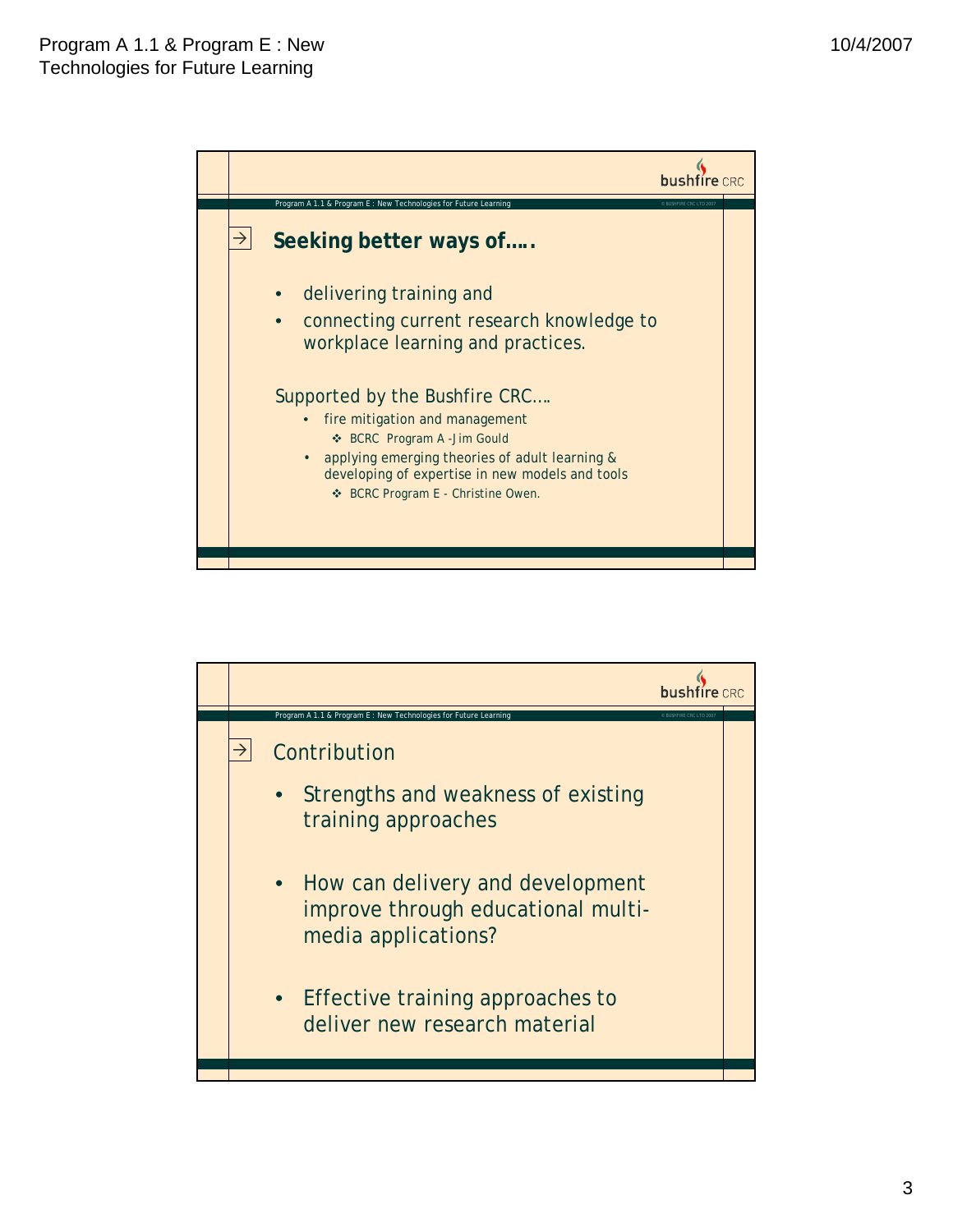## Seeking better ways of…..

- delivering training and
- connecting current research knowledge to workplace learning and practices.

Supported by the Bushfire CRC….

- fire mitigation and management
  - BCRC Program A -Jim Gould
- applying emerging theories of adult learning & developing of expertise in new models and tools
  - BCRC Program E - Christine Owen.

## Contribution

- Strengths and weakness of existing training approaches
- How can delivery and development improve through educational multi-media applications?
- Effective training approaches to deliver new research material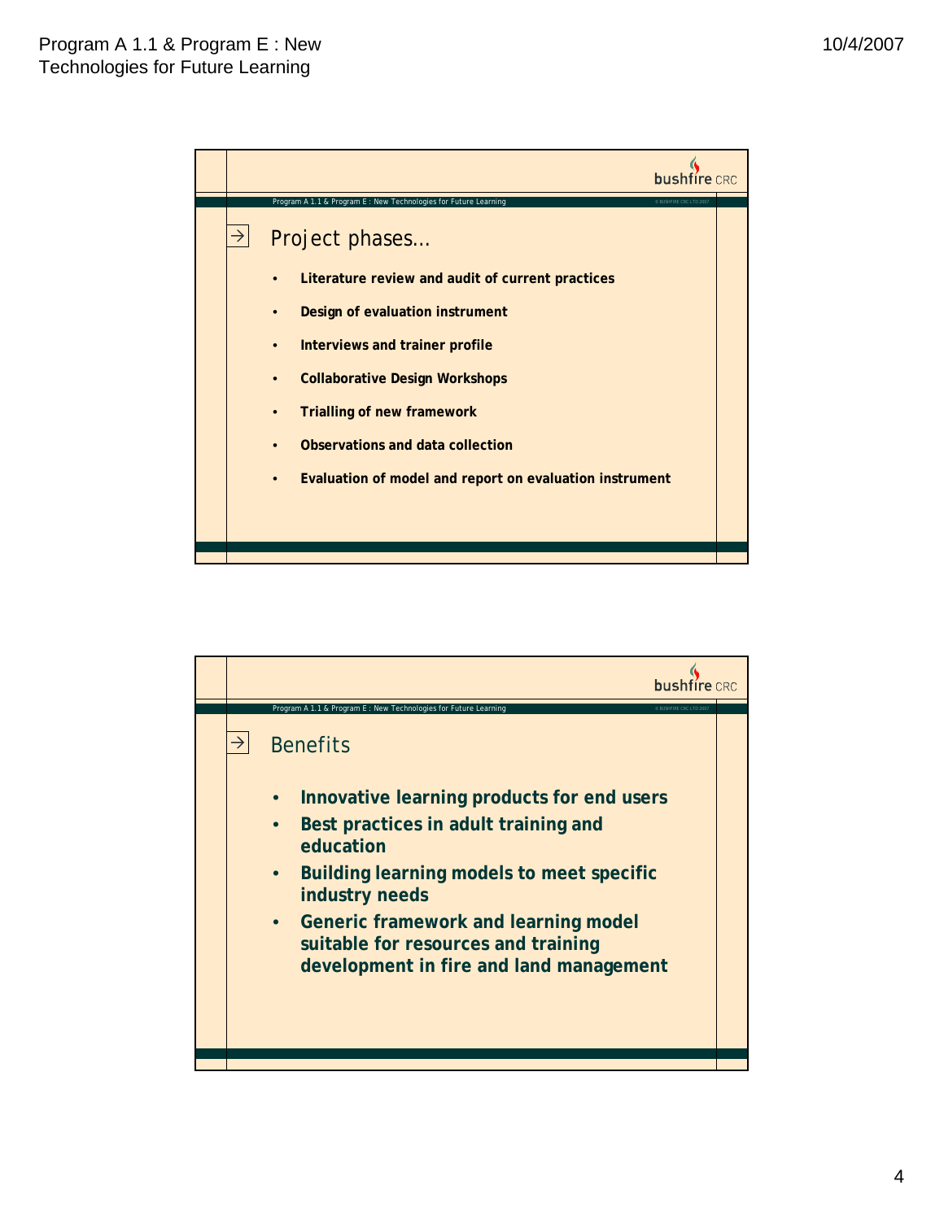## Project phases…

- **Literature review and audit of current practices**
- **Design of evaluation instrument**
- **Interviews and trainer profile**
- **Collaborative Design Workshops**
- **Trialling of new framework**
- **Observations and data collection**
- **Evaluation of model and report on evaluation instrument**

## Benefits

- **Innovative learning products for end users**
- **Best practices in adult training and education**
- **Building learning models to meet specific industry needs**
- **Generic framework and learning model suitable for resources and training development in fire and land management**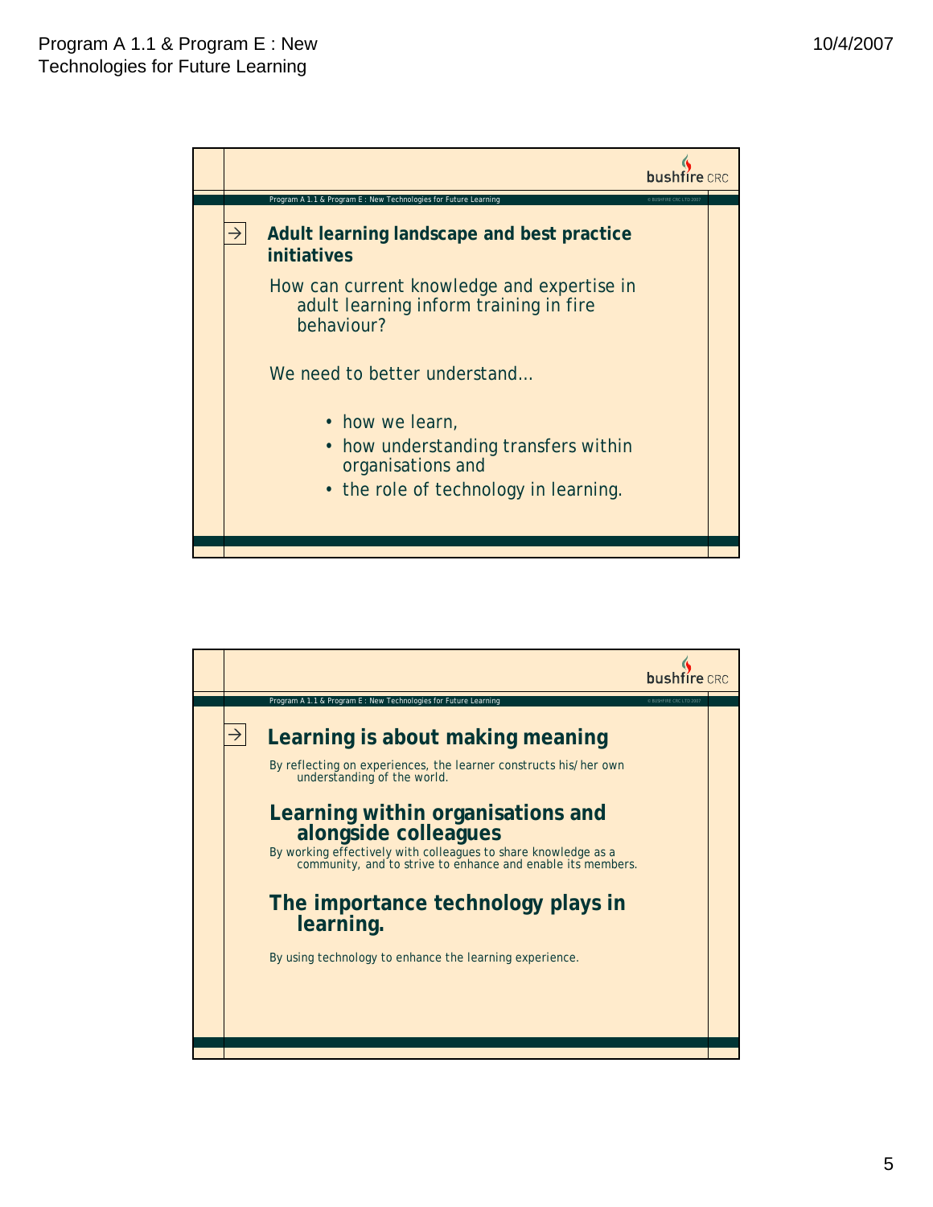## Adult learning landscape and best practice initiatives

How can current knowledge and expertise in adult learning inform training in fire behaviour?

We need to better understand…

- how we learn,
- how understanding transfers within organisations and
- the role of technology in learning.

## Learning is about making meaning

By reflecting on experiences, the learner constructs his/her own understanding of the world.

## Learning within organisations and alongside colleagues

By working effectively with colleagues to share knowledge as a community, and to strive to enhance and enable its members.

## The importance technology plays in learning.

By using technology to enhance the learning experience.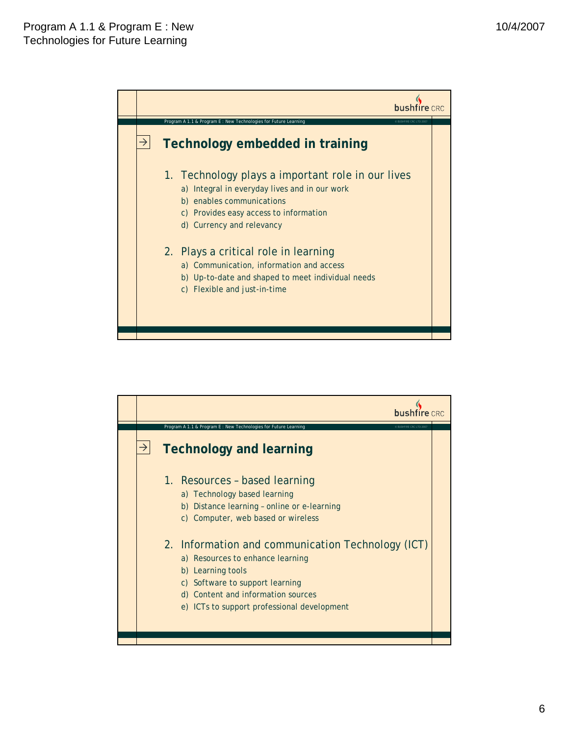## Technology embedded in training

1. Technology plays a important role in our lives
   a) Integral in everyday lives and in our work
   b) enables communications
   c) Provides easy access to information
   d) Currency and relevancy
2. Plays a critical role in learning
   a) Communication, information and access
   b) Up-to-date and shaped to meet individual needs
   c) Flexible and just-in-time

## Technology and learning

1. Resources – based learning
   a) Technology based learning
   b) Distance learning – online or e-learning
   c) Computer, web based or wireless
2. Information and communication Technology (ICT)
   a) Resources to enhance learning
   b) Learning tools
   c) Software to support learning
   d) Content and information sources
   e) ICTs to support professional development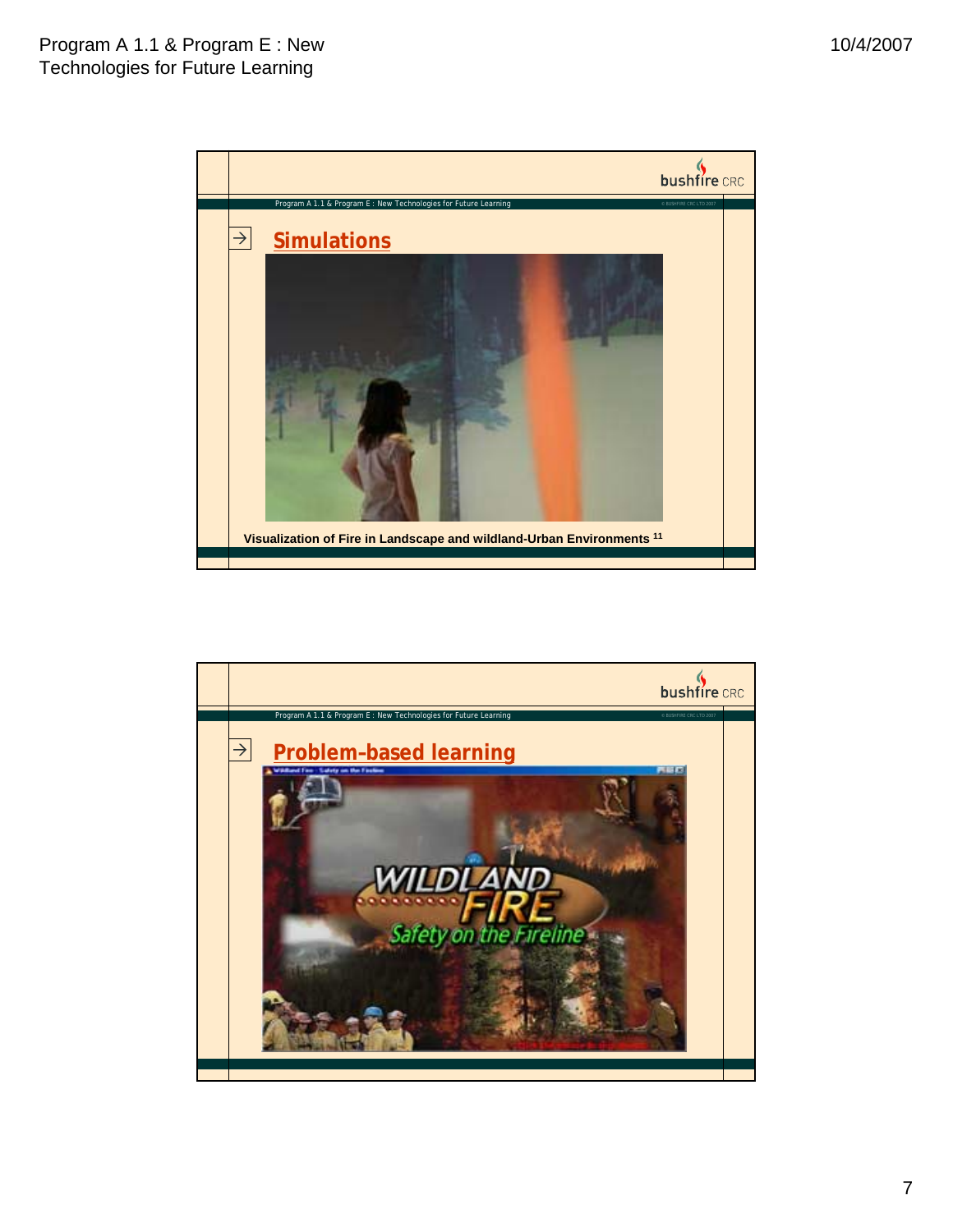## Simulations

Visualization of Fire in Landscape and wildland-Urban Environments [11]

## Problem-based learning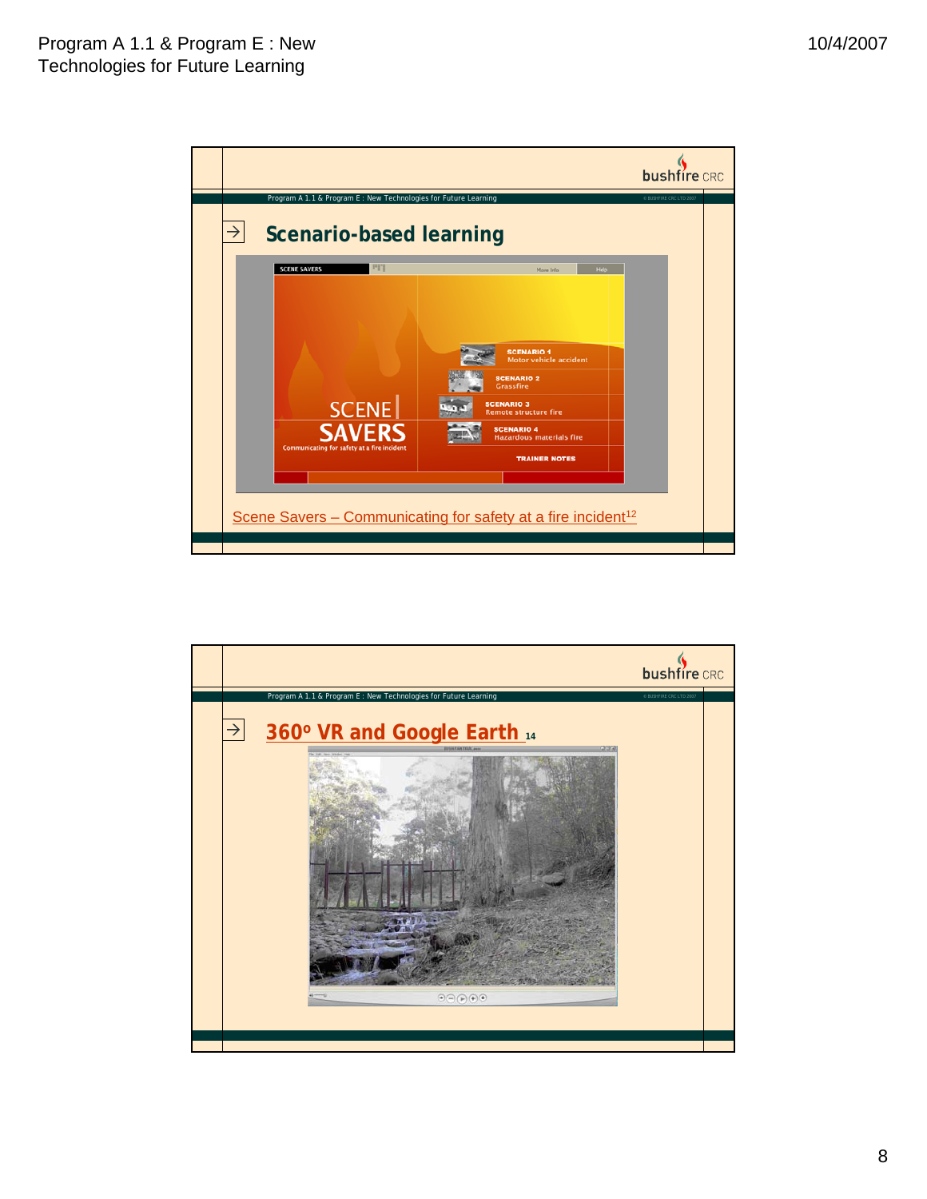## Scenario-based learning

Scene Savers – Communicating for safety at a fire incident[12]

## 360º VR and Google Earth [14]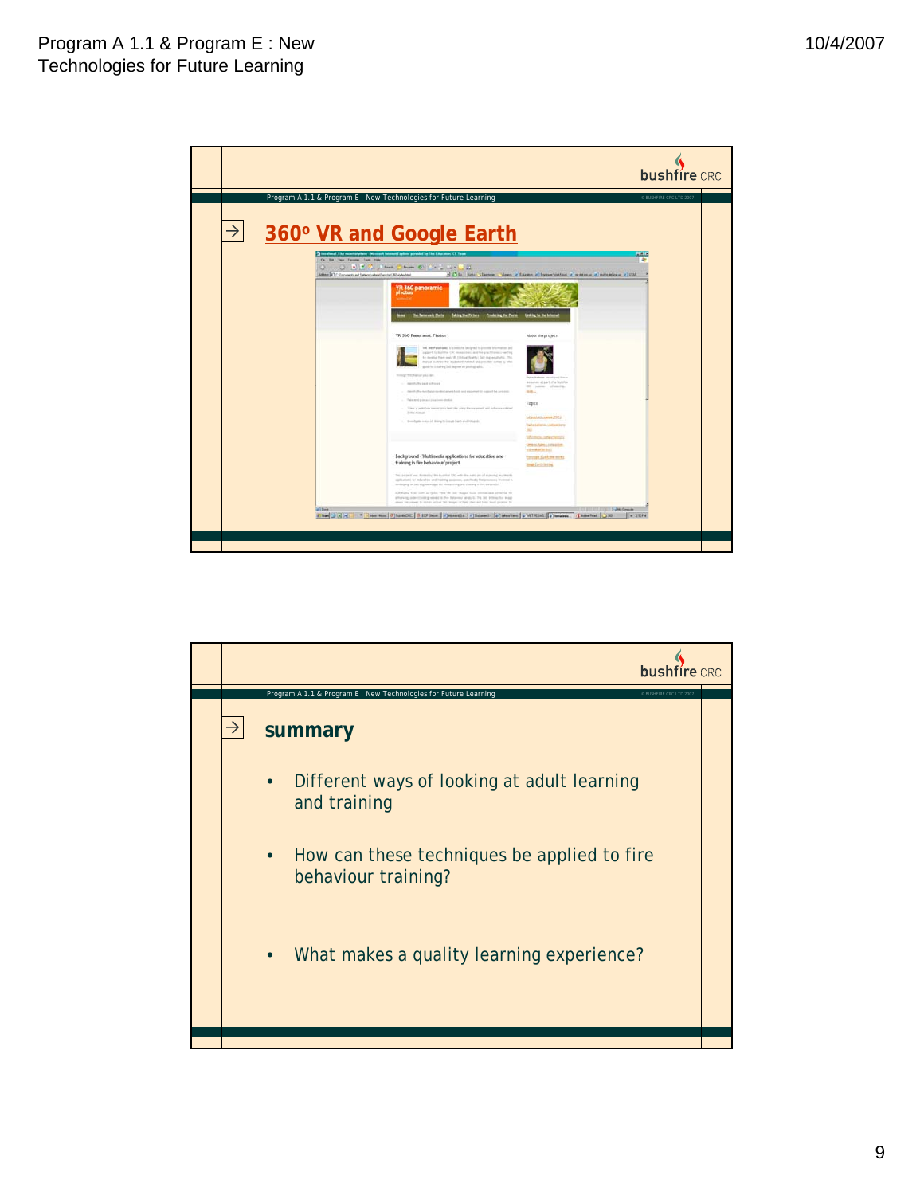## 360º VR and Google Earth

## summary

- Different ways of looking at adult learning and training
- How can these techniques be applied to fire behaviour training?
- What makes a quality learning experience?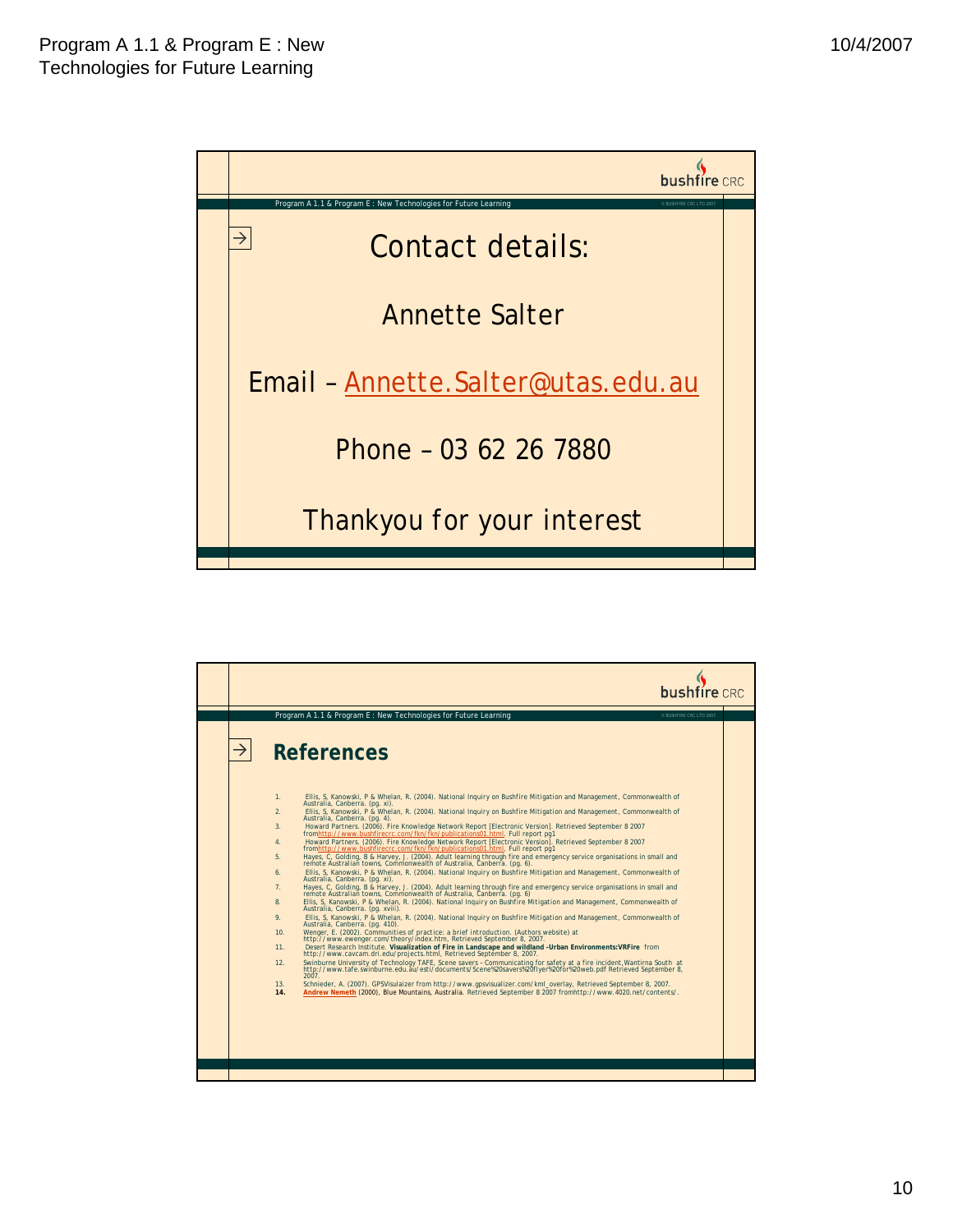## Contact details:

Annette Salter

Email – Annette.Salter@utas.edu.au

Phone – 03 62 26 7880

Thankyou for your interest

## References

1. Ellis, S, Kanowski, P & Whelan, R. (2004). National Inquiry on Bushfire Mitigation and Management, Commonwealth of Australia, Canberra. (pg. xi).
2. Ellis, S, Kanowski, P & Whelan, R. (2004). National Inquiry on Bushfire Mitigation and Management, Commonwealth of Australia, Canberra. (pg. 4).
3. Howard Partners. (2006). Fire Knowledge Network Report [Electronic Version]. Retrieved September 8 2007 fromhttp://www.bushfirecrc.com/fkn/fkn/publications01.html. Full report pg1
4. Howard Partners. (2006). Fire Knowledge Network Report [Electronic Version]. Retrieved September 8 2007 fromhttp://www.bushfirecrc.com/fkn/fkn/publications01.html. Full report pg1
5. Hayes, C, Golding, B & Harvey, J. (2004). Adult learning through fire and emergency service organisations in small and remote Australian towns, Commonwealth of Australia, Canberra. (pg. 6).
6. Ellis, S, Kanowski, P & Whelan, R. (2004). National Inquiry on Bushfire Mitigation and Management, Commonwealth of Australia, Canberra. (pg. xi).
7. Hayes, C, Golding, B & Harvey, J. (2004). Adult learning through fire and emergency service organisations in small and remote Australian towns, Commonwealth of Australia, Canberra. (pg. 6)
8. Ellis, S, Kanowski, P & Whelan, R. (2004). National Inquiry on Bushfire Mitigation and Management, Commonwealth of Australia, Canberra. (pg. xviii).
9. Ellis, S, Kanowski, P & Whelan, R. (2004). National Inquiry on Bushfire Mitigation and Management, Commonwealth of Australia, Canberra. (pg. 410).
10. Wenger, E. (2002). Communities of practice: a brief introduction. (Authors website) at http://www.ewenger.com/theory/index.htm, Retrieved September 8, 2007.
11. Desert Research Institute. **Visualization of Fire in Landscape and wildland -Urban Environments:VRFire** from http://www.cavcam.dri.edu/projects.html. Retrieved September 8, 2007.
12. Swinburne University of Technology TAFE, Scene savers – Communicating for safety at a fire incident,Wantirna South at http://www.tafe.swinburne.edu.au/esti/documents/Scene%20savers%20flyer%20for%20web.pdf Retrieved September 8, 2007.
13. Schnieder, A. (2007). GPSVisulaizer from http://www.gpsvisualizer.com/kml_overlay, Retrieved September 8, 2007.
14. **Andrew Nemeth** (2000), Blue Mountains, Australia. Retrieved September 8 2007 fromhttp://www.4020.net/contents/.